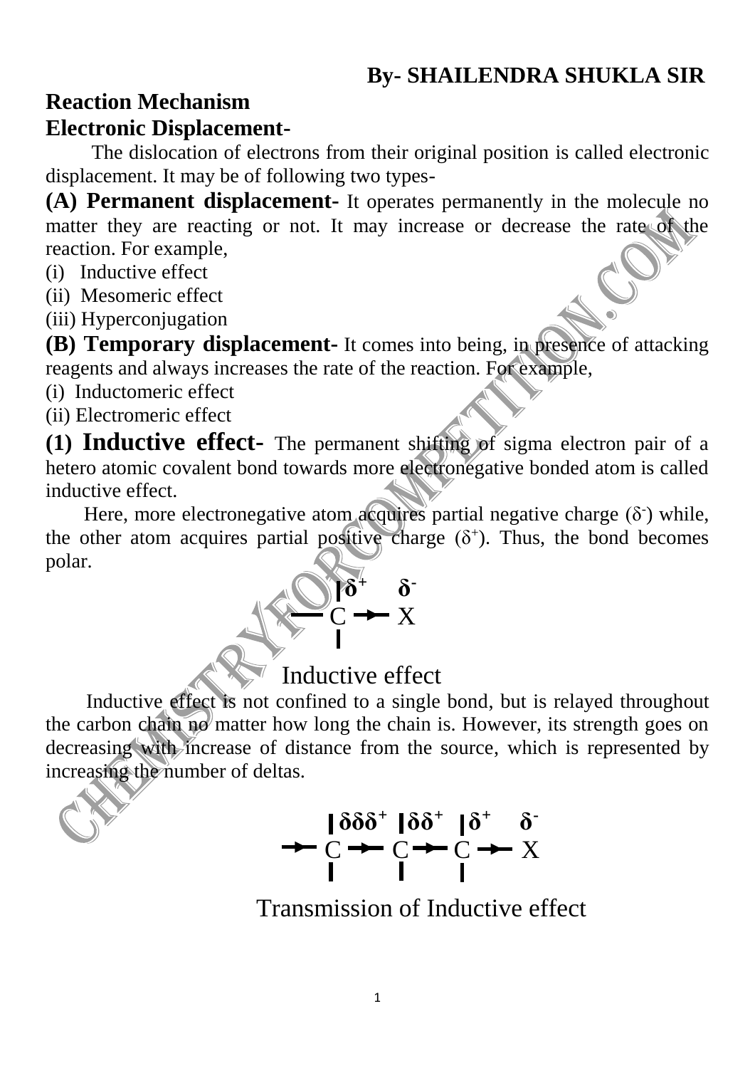**By- SHAILENDRA SHUKLA SIR**

# Reaction Mechanism

## Electronic Displacement-

The dislocation of electrons from their original position is called electronic displacement. It may be of following two types-

**(A) Permanent displacement-** It operates permanently in the molecule no matter they are reacting or not. It may increase or decrease the rate of the reaction. For example,

(i) Inductive effect

(ii) Mesomeric effect

(iii) Hyperconjugation

**(B) Temporary displacement-** It comes into being, in presence of attacking reagents and always increases the rate of the reaction. For example,

(i) Inductomeric effect

(ii) Electromeric effect

**(1) Inductive effect-** The permanent shifting of sigma electron pair of a hetero atomic covalent bond towards more electronegative bonded atom is called inductive effect.

Here, more electronegative atom acquires partial negative charge ($\delta^-$) while, the other atom acquires partial positive charge ($\delta^+$). Thus, the bond becomes polar.

$$-\overset{|}{\underset{|}{C}}{}^{\delta^+} \rightarrow X^{\delta^-}$$

Inductive effect

Inductive effect is not confined to a single bond, but is relayed throughout the carbon chain no matter how long the chain is. However, its strength goes on decreasing with increase of distance from the source, which is represented by increasing the number of deltas.

$$\rightarrow \overset{|}{\underset{|}{C}}{}^{\delta\delta\delta^+} \rightarrow \overset{|}{\underset{|}{C}}{}^{\delta\delta^+} \rightarrow \overset{|}{\underset{|}{C}}{}^{\delta^+} \rightarrow X^{\delta^-}$$

Transmission of Inductive effect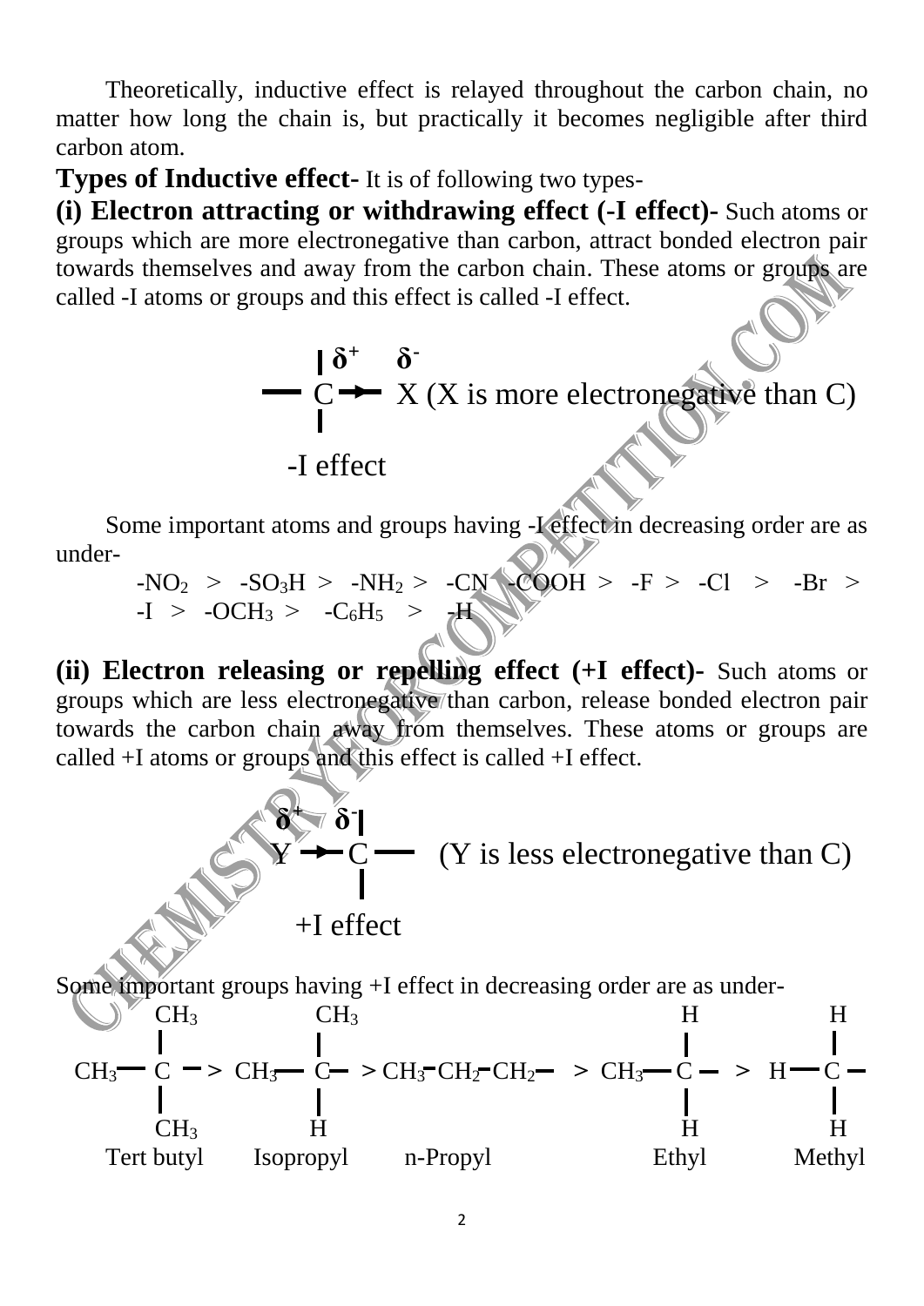Theoretically, inductive effect is relayed throughout the carbon chain, no matter how long the chain is, but practically it becomes negligible after third carbon atom.

**Types of Inductive effect-** It is of following two types-

**(i) Electron attracting or withdrawing effect (-I effect)-** Such atoms or groups which are more electronegative than carbon, attract bonded electron pair towards themselves and away from the carbon chain. These atoms or groups are called -I atoms or groups and this effect is called -I effect.

$$-\overset{|}{\underset{|}{C}}^{\delta^+} \rightarrow X^{\delta^-} \quad \text{(X is more electronegative than C)}$$

-I effect

Some important atoms and groups having -I effect in decreasing order are as under-

$-NO_2$ > $-SO_3H$ > $-NH_2$ > -CN -COOH > -F > -Cl > -Br > -I > $-OCH_3$ > $-C_6H_5$ > -H

**(ii) Electron releasing or repelling effect (+I effect)-** Such atoms or groups which are less electronegative than carbon, release bonded electron pair towards the carbon chain away from themselves. These atoms or groups are called +I atoms or groups and this effect is called +I effect.

$$Y^{\delta^+} \rightarrow \overset{|}{\underset{|}{C}}^{\delta^-} - \quad \text{(Y is less electronegative than C)}$$

+I effect

Some important groups having +I effect in decreasing order are as under-

$$(CH_3)_3C- > (CH_3)_2CH- > CH_3-CH_2-CH_2- > CH_3-CH_2- > CH_3-$$

Tert butyl > Isopropyl > n-Propyl > Ethyl > Methyl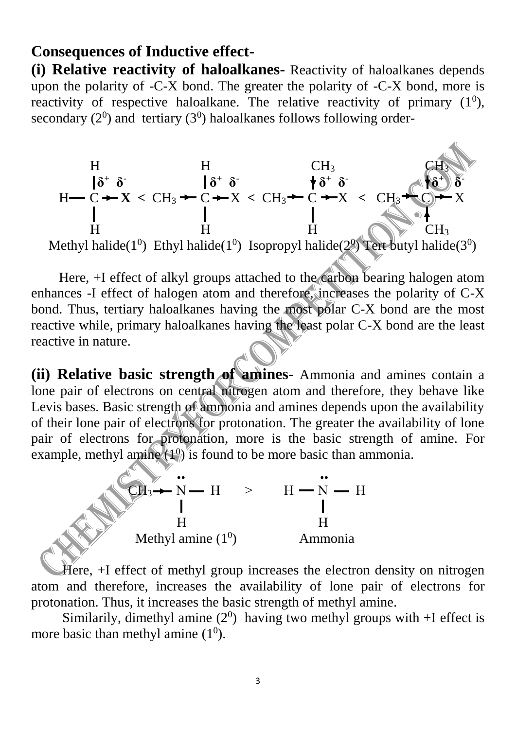## Consequences of Inductive effect-

**(i) Relative reactivity of haloalkanes-** Reactivity of haloalkanes depends upon the polarity of -C-X bond. The greater the polarity of -C-X bond, more is reactivity of respective haloalkane. The relative reactivity of primary ($1^0$), secondary ($2^0$) and tertiary ($3^0$) haloalkanes follows following order-

$$H\!-\!\overset{H}{\underset{H}{C}}{}^{\delta^+}\!\rightarrow\! X^{\delta^-} < CH_3\!\rightarrow\!\overset{H}{\underset{H}{C}}{}^{\delta^+}\!\rightarrow\! X^{\delta^-} < CH_3\!\rightarrow\!\overset{CH_3\downarrow}{\underset{H}{C}}{}^{\delta^+}\!\rightarrow\! X^{\delta^-} < CH_3\!\rightarrow\!\overset{CH_3\downarrow}{\underset{CH_3\uparrow}{C}}{}^{\delta^+}\!\rightarrow\! X^{\delta^-}$$

Methyl halide($1^0$) Ethyl halide($1^0$) Isopropyl halide($2^0$) Tert butyl halide($3^0$)

Here, +I effect of alkyl groups attached to the carbon bearing halogen atom enhances -I effect of halogen atom and therefore, increases the polarity of C-X bond. Thus, tertiary haloalkanes having the most polar C-X bond are the most reactive while, primary haloalkanes having the least polar C-X bond are the least reactive in nature.

**(ii) Relative basic strength of amines-** Ammonia and amines contain a lone pair of electrons on central nitrogen atom and therefore, they behave like Levis bases. Basic strength of ammonia and amines depends upon the availability of their lone pair of electrons for protonation. The greater the availability of lone pair of electrons for protonation, more is the basic strength of amine. For example, methyl amine ($1^0$) is found to be more basic than ammonia.

$$CH_3\!\rightarrow\!\overset{\bullet\bullet}{\underset{H}{N}}\!-\!H \quad > \quad H\!-\!\overset{\bullet\bullet}{\underset{H}{N}}\!-\!H$$

Methyl amine ($1^0$) Ammonia

Here, +I effect of methyl group increases the electron density on nitrogen atom and therefore, increases the availability of lone pair of electrons for protonation. Thus, it increases the basic strength of methyl amine.

Similarily, dimethyl amine ($2^0$) having two methyl groups with +I effect is more basic than methyl amine ($1^0$).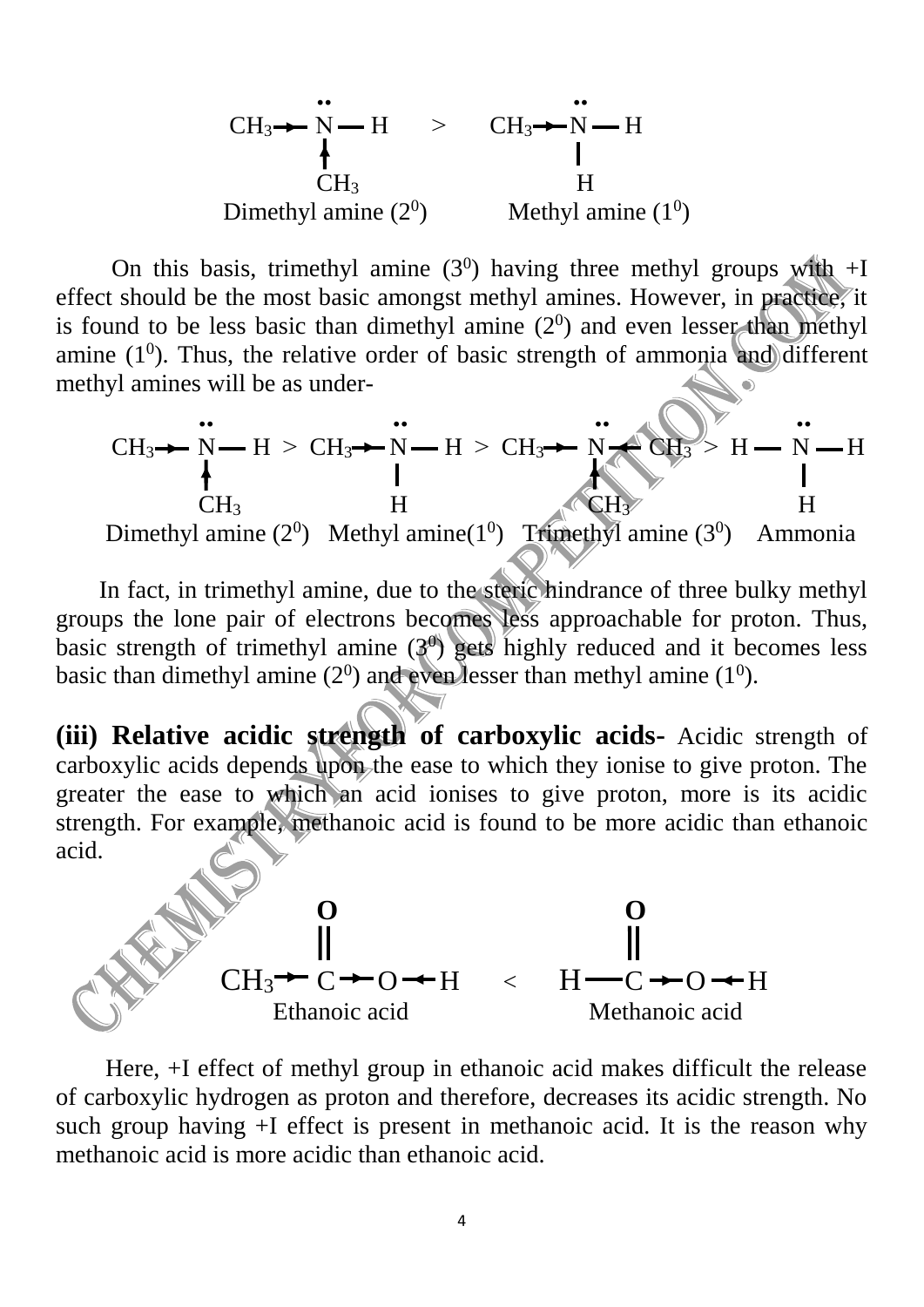$$CH_3 \rightarrow \ddot{N}(\uparrow CH_3) - H \quad > \quad CH_3 \rightarrow \ddot{N}(H) - H$$

Dimethyl amine ($2^0$) Methyl amine ($1^0$)

On this basis, trimethyl amine ($3^0$) having three methyl groups with +I effect should be the most basic amongst methyl amines. However, in practice, it is found to be less basic than dimethyl amine ($2^0$) and even lesser than methyl amine ($1^0$). Thus, the relative order of basic strength of ammonia and different methyl amines will be as under-

$$CH_3 \rightarrow \ddot{N}(\uparrow CH_3) - H \; > \; CH_3 \rightarrow \ddot{N}(H) - H \; > \; CH_3 \rightarrow \ddot{N}(\uparrow CH_3) \leftarrow CH_3 \; > \; H - \ddot{N}(H) - H$$

Dimethyl amine ($2^0$) Methyl amine($1^0$) Trimethyl amine ($3^0$) Ammonia

In fact, in trimethyl amine, due to the steric hindrance of three bulky methyl groups the lone pair of electrons becomes less approachable for proton. Thus, basic strength of trimethyl amine ($3^0$) gets highly reduced and it becomes less basic than dimethyl amine ($2^0$) and even lesser than methyl amine ($1^0$).

**(iii) Relative acidic strength of carboxylic acids-** Acidic strength of carboxylic acids depends upon the ease to which they ionise to give proton. The greater the ease to which an acid ionises to give proton, more is its acidic strength. For example, methanoic acid is found to be more acidic than ethanoic acid.

$$CH_3 \rightarrow \overset{\overset{O}{\|}}{C} \rightarrow O \leftarrow H \quad < \quad H - \overset{\overset{O}{\|}}{C} \rightarrow O \leftarrow H$$

Ethanoic acid Methanoic acid

Here, +I effect of methyl group in ethanoic acid makes difficult the release of carboxylic hydrogen as proton and therefore, decreases its acidic strength. No such group having +I effect is present in methanoic acid. It is the reason why methanoic acid is more acidic than ethanoic acid.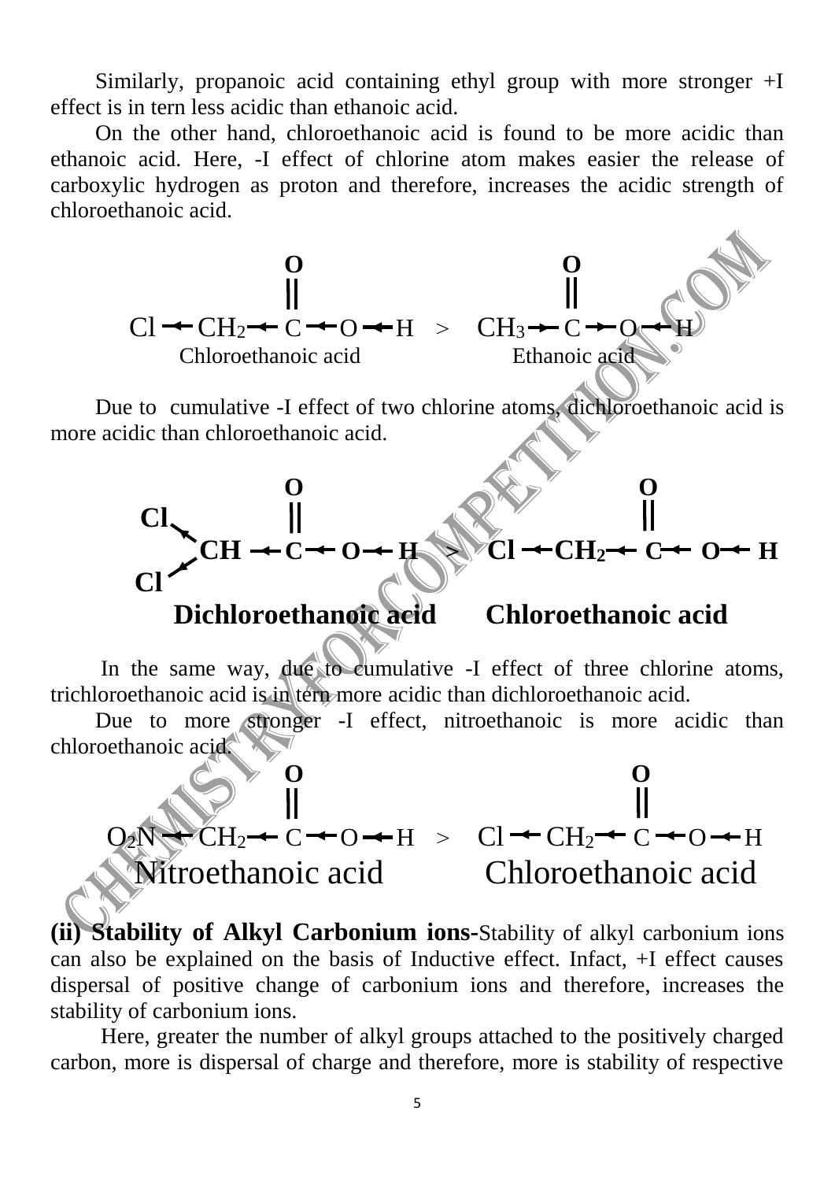Similarly, propanoic acid containing ethyl group with more stronger +I effect is in tern less acidic than ethanoic acid.

On the other hand, chloroethanoic acid is found to be more acidic than ethanoic acid. Here, -I effect of chlorine atom makes easier the release of carboxylic hydrogen as proton and therefore, increases the acidic strength of chloroethanoic acid.

$$Cl \leftarrow CH_2 \leftarrow \overset{\overset{O}{||}}{C} \leftarrow O \leftarrow H \quad > \quad CH_3 \rightarrow \overset{\overset{O}{||}}{C} \rightarrow O \leftarrow H$$

Chloroethanoic acid        Ethanoic acid

Due to cumulative -I effect of two chlorine atoms, dichloroethanoic acid is more acidic than chloroethanoic acid.

$$\begin{matrix} Cl \searrow \\ \quad CH \\ Cl \nearrow \end{matrix} \leftarrow \overset{\overset{O}{||}}{C} \leftarrow O \leftarrow H \quad > \quad Cl \leftarrow CH_2 \leftarrow \overset{\overset{O}{||}}{C} \leftarrow O \leftarrow H$$

**Dichloroethanoic acid        Chloroethanoic acid**

In the same way, due to cumulative -I effect of three chlorine atoms, trichloroethanoic acid is in tern more acidic than dichloroethanoic acid.

Due to more stronger -I effect, nitroethanoic is more acidic than chloroethanoic acid.

$$O_2N \leftarrow CH_2 \leftarrow \overset{\overset{O}{||}}{C} \leftarrow O \leftarrow H \quad > \quad Cl \leftarrow CH_2 \leftarrow \overset{\overset{O}{||}}{C} \leftarrow O \leftarrow H$$

Nitroethanoic acid        Chloroethanoic acid

**(ii) Stability of Alkyl Carbonium ions-**Stability of alkyl carbonium ions can also be explained on the basis of Inductive effect. Infact, +I effect causes dispersal of positive change of carbonium ions and therefore, increases the stability of carbonium ions.

Here, greater the number of alkyl groups attached to the positively charged carbon, more is dispersal of charge and therefore, more is stability of respective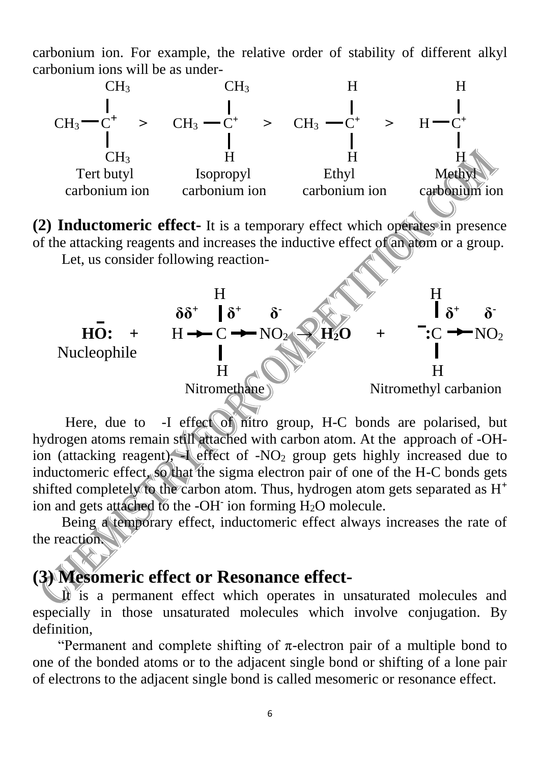carbonium ion. For example, the relative order of stability of different alkyl carbonium ions will be as under-

$$(CH_3)_3C^+ > (CH_3)_2CH^+ > CH_3CH_2^+ > CH_3^+$$

Tert butyl carbonium ion > Isopropyl carbonium ion > Ethyl carbonium ion > Methyl carbonium ion

**(2) Inductomeric effect-** It is a temporary effect which operates in presence of the attacking reagents and increases the inductive effect of an atom or a group.

Let, us consider following reaction-

$$\underset{\text{Nucleophile}}{H\bar{O}:} + \underset{\text{Nitromethane}}{\overset{\delta\delta^+}{H} \rightarrow \overset{\delta^+}{C}H_2 \rightarrow \overset{\delta^-}{NO_2}} \rightarrow \mathbf{H_2O} + \underset{\text{Nitromethyl carbanion}}{\bar{:}\overset{\delta^+}{C}H_2 \rightarrow \overset{\delta^-}{NO_2}}$$

Here, due to -I effect of nitro group, H-C bonds are polarised, but hydrogen atoms remain still attached with carbon atom. At the approach of -OH- ion (attacking reagent), -I effect of $-NO_2$ group gets highly increased due to inductomeric effect, so that the sigma electron pair of one of the H-C bonds gets shifted completely to the carbon atom. Thus, hydrogen atom gets separated as $H^+$ ion and gets attached to the $-OH^-$ ion forming $H_2O$ molecule.

Being a temporary effect, inductomeric effect always increases the rate of the reaction.

## (3) Mesomeric effect or Resonance effect-

It is a permanent effect which operates in unsaturated molecules and especially in those unsaturated molecules which involve conjugation. By definition,

"Permanent and complete shifting of π-electron pair of a multiple bond to one of the bonded atoms or to the adjacent single bond or shifting of a lone pair of electrons to the adjacent single bond is called mesomeric or resonance effect.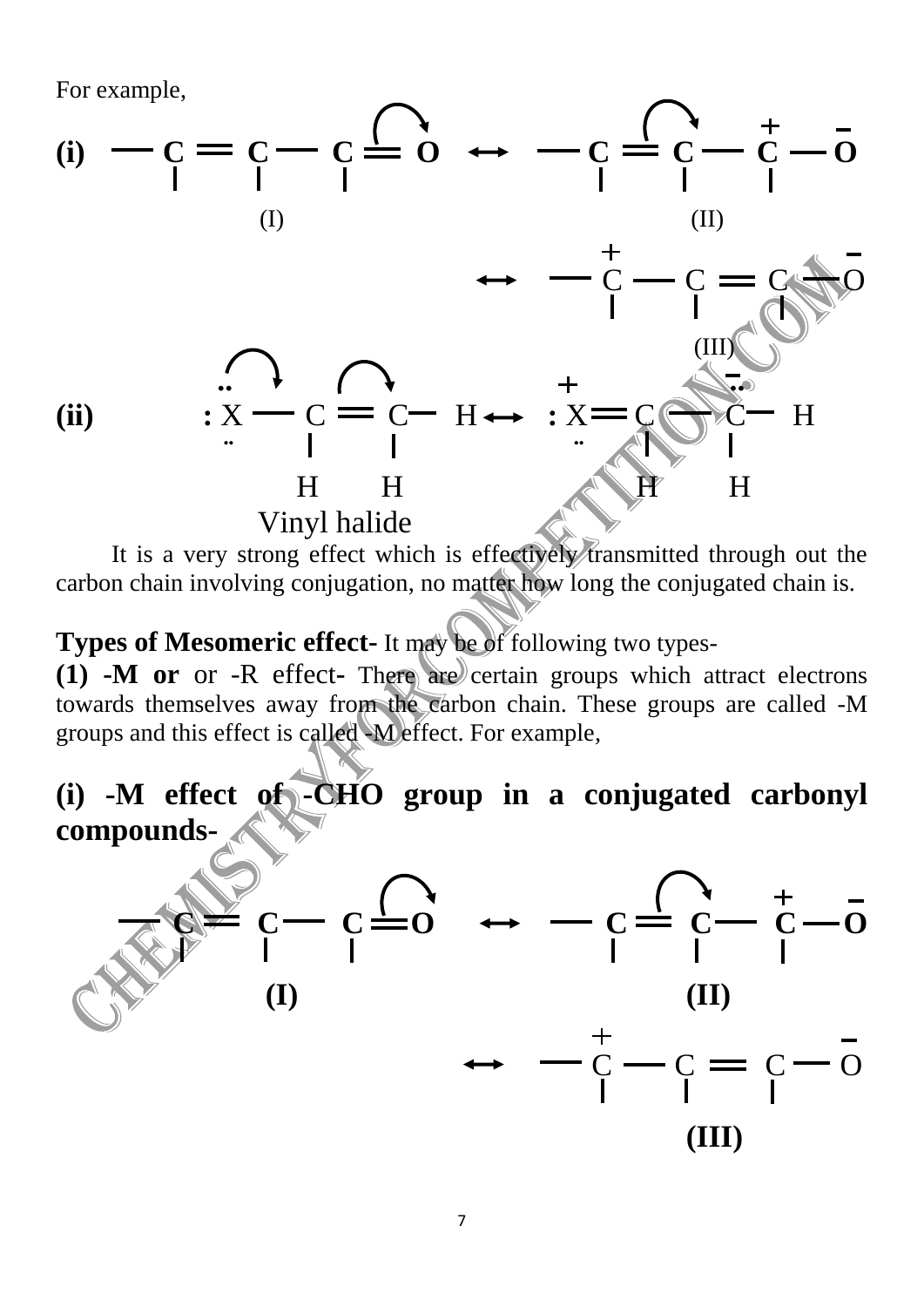For example,

**(i)** $-\overset{|}{C}=\overset{|}{C}-\overset{|}{C}=O \longleftrightarrow -\overset{|}{C}=\overset{|}{C}-\overset{+}{\overset{|}{C}}-\overset{-}{O} \longleftrightarrow -\overset{+}{\overset{|}{C}}-\overset{|}{C}=\overset{|}{C}-\overset{-}{O}$

(I) (II) (III)

**(ii)** $:\ddot{X}-\underset{H}{C}=\underset{H}{C}-H \longleftrightarrow :\overset{+}{X}=\underset{H}{C}-\overset{-}{\underset{H}{\ddot{C}}}-H$

Vinyl halide

It is a very strong effect which is effectively transmitted through out the carbon chain involving conjugation, no matter how long the conjugated chain is.

**Types of Mesomeric effect-** It may be of following two types-

**(1) -M or** or -R effect- There are certain groups which attract electrons towards themselves away from the carbon chain. These groups are called -M groups and this effect is called -M effect. For example,

**(i) -M effect of -CHO group in a conjugated carbonyl compounds-**

$-\overset{|}{C}=\overset{|}{C}-\overset{|}{C}=O \longleftrightarrow -\overset{|}{C}=\overset{|}{C}-\overset{+}{\overset{|}{C}}-\overset{-}{O} \longleftrightarrow -\overset{+}{\overset{|}{C}}-\overset{|}{C}=\overset{|}{C}-\overset{-}{O}$

**(I)** **(II)** **(III)**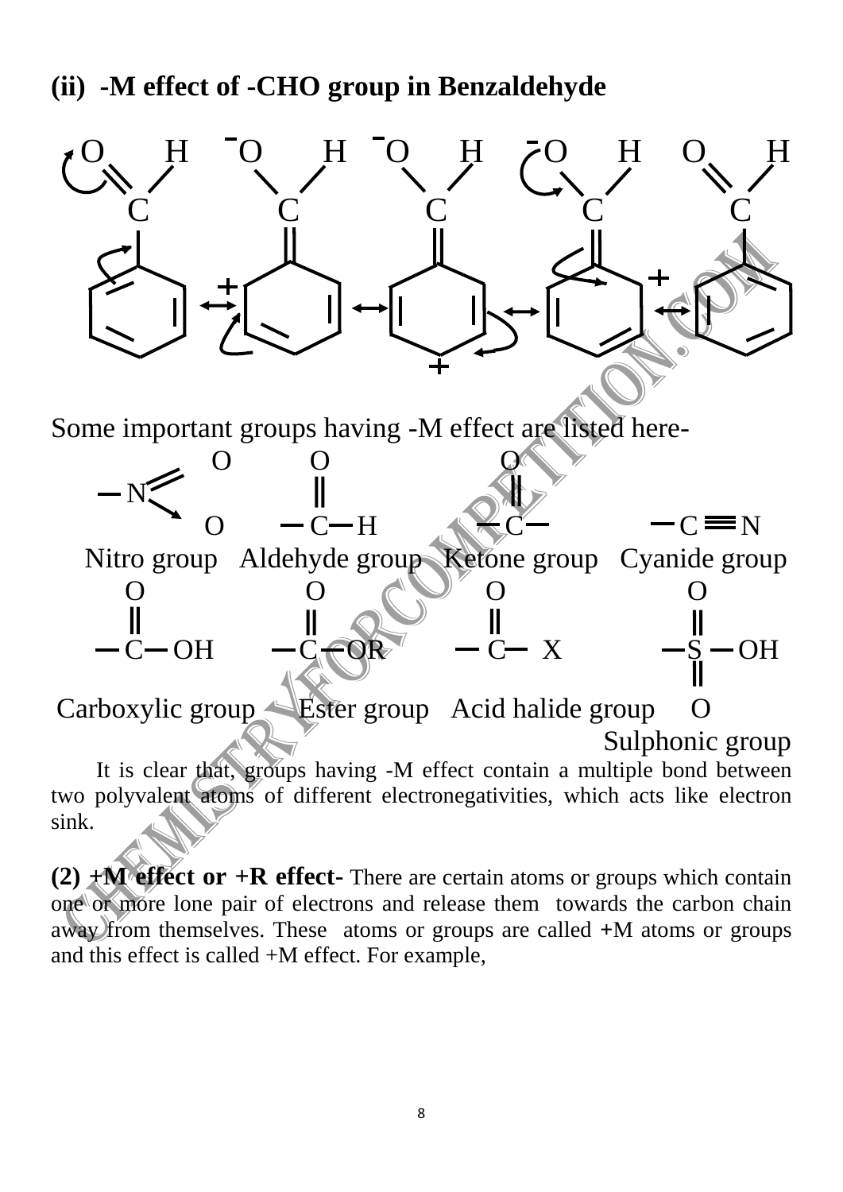### (ii) -M effect of -CHO group in Benzaldehyde

Some important groups having -M effect are listed here-

| Nitro group | Aldehyde group | Ketone group | Cyanide group |
|---|---|---|---|
| $-NO_2$ | $-CHO$ | $-CO-$ | $-C\equiv N$ |

| Carboxylic group | Ester group | Acid halide group | Sulphonic group |
|---|---|---|---|
| $-COOH$ | $-COOR$ | $-COX$ | $-SO_2OH$ |

It is clear that, groups having -M effect contain a multiple bond between two polyvalent atoms of different electronegativities, which acts like electron sink.

**(2) +M effect or +R effect-** There are certain atoms or groups which contain one or more lone pair of electrons and release them towards the carbon chain away from themselves. These atoms or groups are called +M atoms or groups and this effect is called +M effect. For example,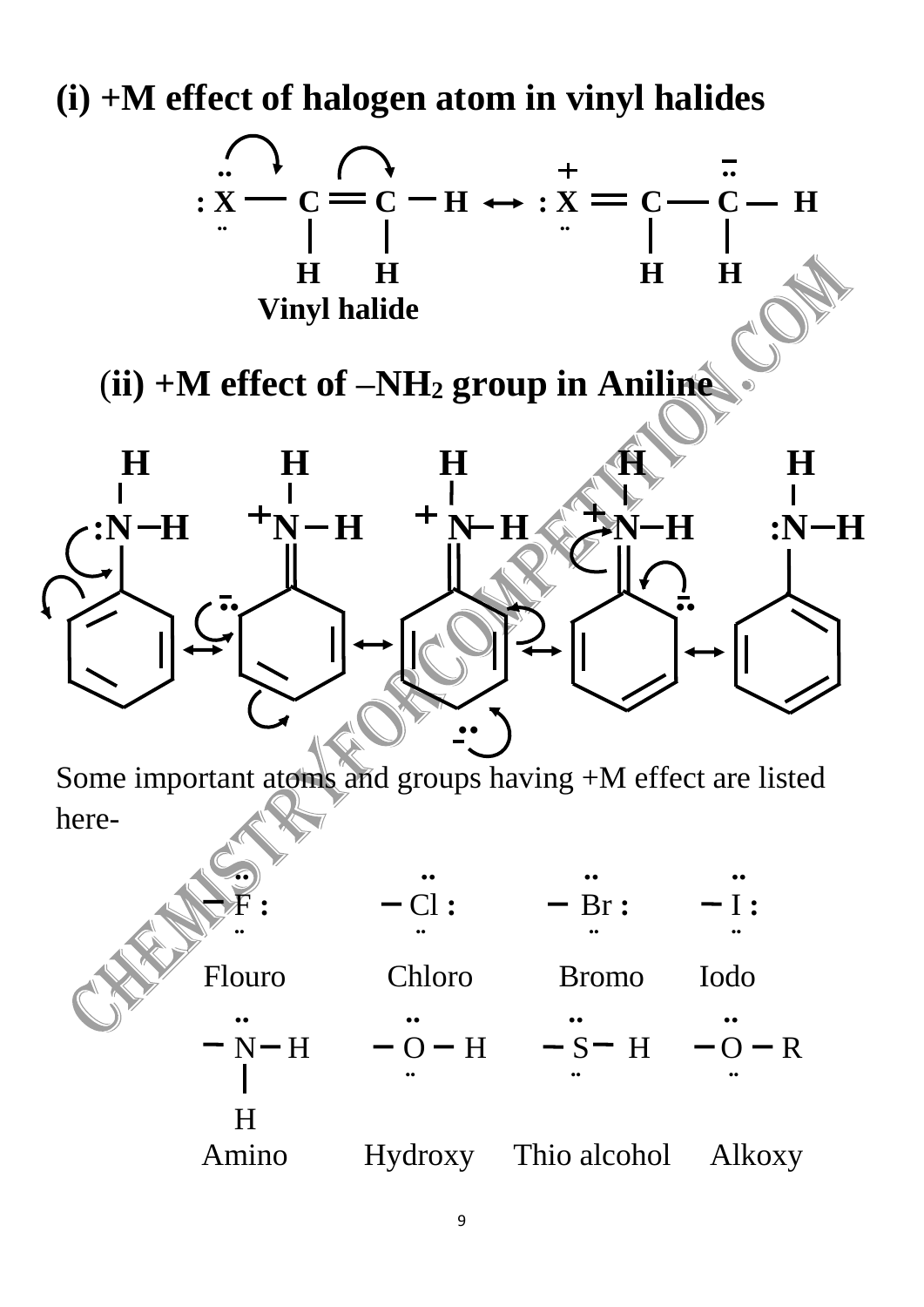**(i) +M effect of halogen atom in vinyl halides**

$$:\ddot{\underset{\cdot\cdot}{X}}-CH=CH_2 \longleftrightarrow :\overset{+}{\underset{\cdot\cdot}{X}}=CH-\overset{-}{\ddot{C}}H_2$$

Vinyl halide

**(ii) +M effect of –NH₂ group in Aniline**

Some important atoms and groups having +M effect are listed here-

| $-\ddot{\underset{\cdot\cdot}{F}}:$ | $-\ddot{\underset{\cdot\cdot}{Cl}}:$ | $-\ddot{\underset{\cdot\cdot}{Br}}:$ | $-\ddot{\underset{\cdot\cdot}{I}}:$ |
|---|---|---|---|
| Flouro | Chloro | Bromo | Iodo |
| $-\ddot{N}H_2$ | $-\ddot{\underset{\cdot\cdot}{O}}-H$ | $-\ddot{\underset{\cdot\cdot}{S}}-H$ | $-\ddot{\underset{\cdot\cdot}{O}}-R$ |
| Amino | Hydroxy | Thio alcohol | Alkoxy |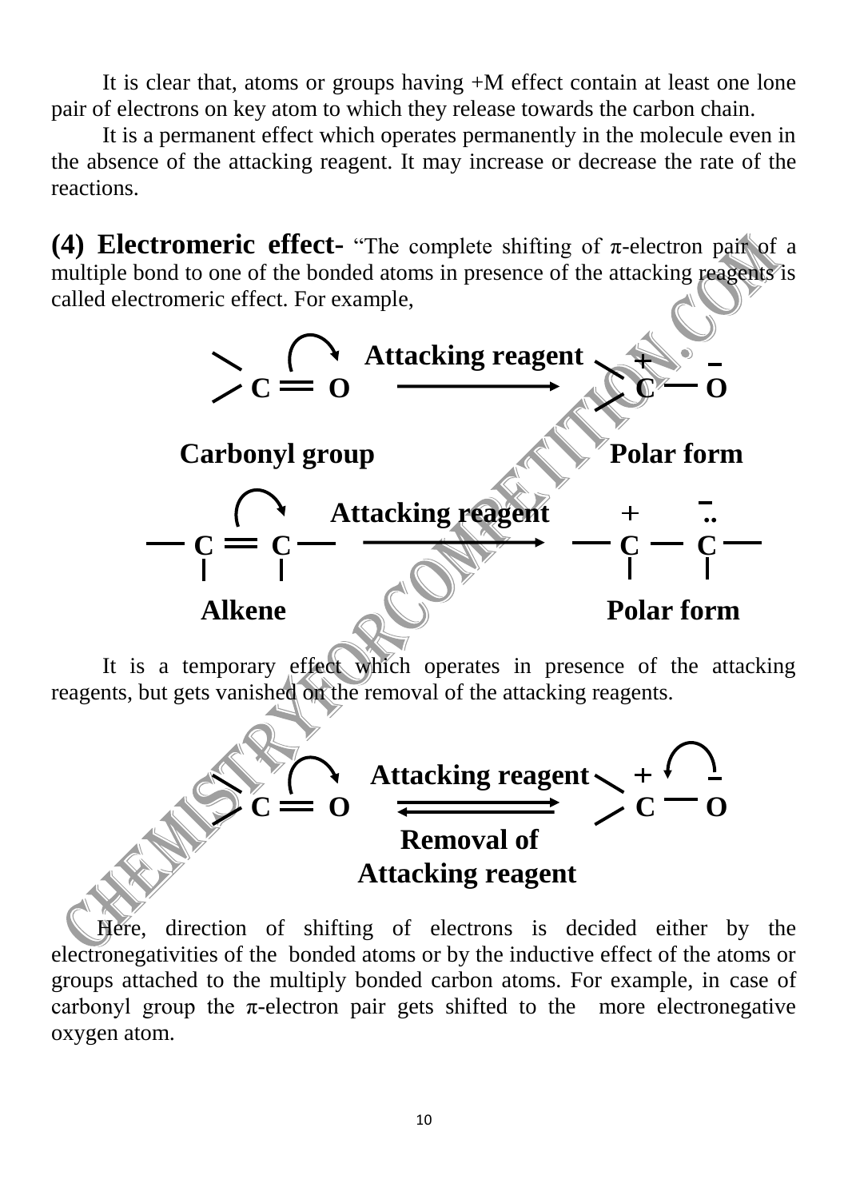It is clear that, atoms or groups having +M effect contain at least one lone pair of electrons on key atom to which they release towards the carbon chain.

It is a permanent effect which operates permanently in the molecule even in the absence of the attacking reagent. It may increase or decrease the rate of the reactions.

**(4) Electromeric effect-** "The complete shifting of π-electron pair of a multiple bond to one of the bonded atoms in presence of the attacking reagents is called electromeric effect. For example,

$$>C=O \xrightarrow{\text{Attacking reagent}} >\overset{+}{C}-\overset{-}{O}$$

**Carbonyl group** → **Polar form**

$$-C=C- \xrightarrow{\text{Attacking reagent}} -\overset{+}{C}-\overset{-}{\ddot{C}}-$$

**Alkene** → **Polar form**

It is a temporary effect which operates in presence of the attacking reagents, but gets vanished on the removal of the attacking reagents.

$$>C=O \underset{\text{Removal of Attacking reagent}}{\overset{\text{Attacking reagent}}{\rightleftharpoons}} >\overset{+}{C}-\overset{-}{O}$$

Here, direction of shifting of electrons is decided either by the electronegativities of the bonded atoms or by the inductive effect of the atoms or groups attached to the multiply bonded carbon atoms. For example, in case of carbonyl group the π-electron pair gets shifted to the more electronegative oxygen atom.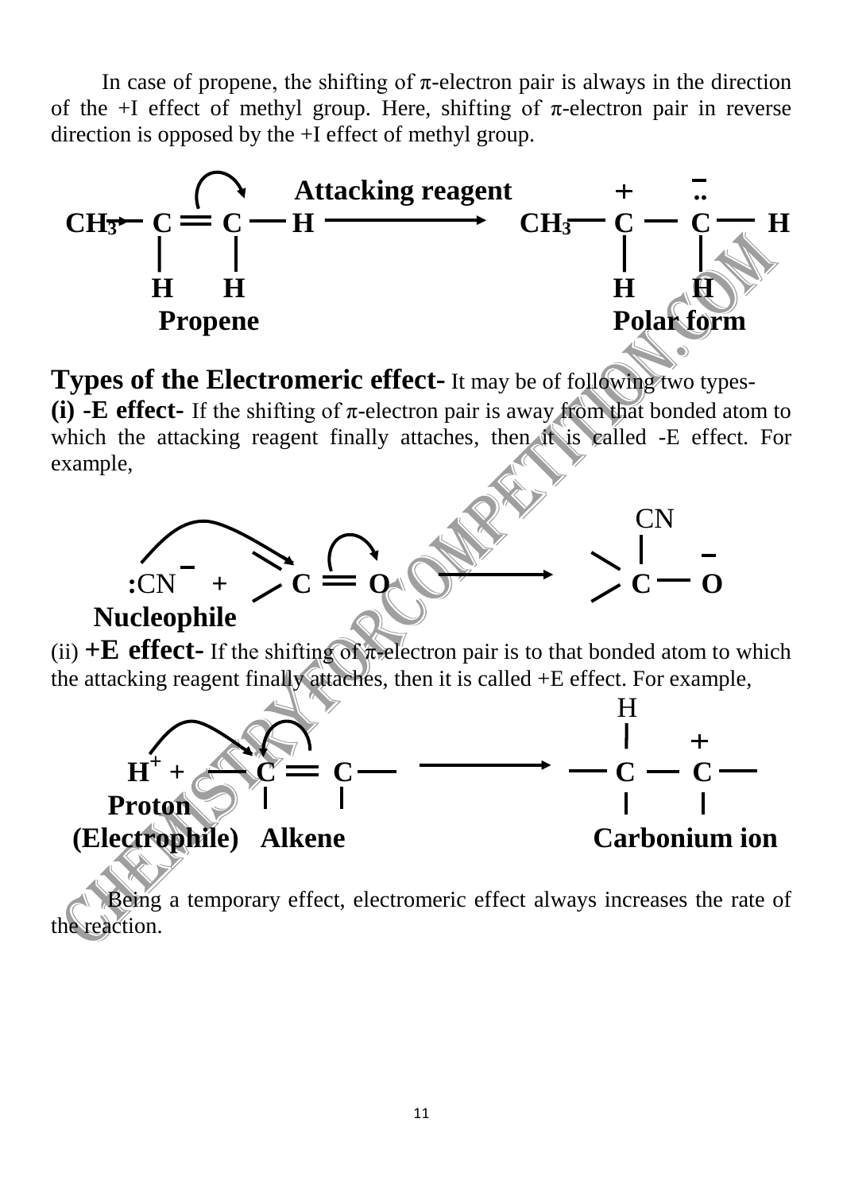In case of propene, the shifting of π-electron pair is always in the direction of the +I effect of methyl group. Here, shifting of π-electron pair in reverse direction is opposed by the +I effect of methyl group.

$$\underset{\text{Propene}}{CH_3 \rightarrow \underset{H}{\underset{|}{C}} = \underset{H}{\underset{|}{C}} - H} \xrightarrow{\text{Attacking reagent}} \underset{\text{Polar form}}{CH_3 - \underset{H}{\underset{|}{\overset{+}{C}}} - \underset{H}{\underset{|}{\overset{-}{\ddot{C}}}} - H}$$

**Types of the Electromeric effect-** It may be of following two types-

**(i) -E effect-** If the shifting of π-electron pair is away from that bonded atom to which the attacking reagent finally attaches, then it is called -E effect. For example,

$$\underset{\text{Nucleophile}}{:CN^-} + \; >C = O \longrightarrow \; >\overset{CN}{\overset{|}{C}} - O^-$$

(ii) **+E effect-** If the shifting of π-electron pair is to that bonded atom to which the attacking reagent finally attaches, then it is called +E effect. For example,

$$\underset{\text{(Electrophile)}}{\underset{\text{Proton}}{H^+}} + \underset{\text{Alkene}}{-\underset{|}{C} = \underset{|}{C}-} \longrightarrow \underset{\text{Carbonium ion}}{-\overset{H}{\overset{|}{\underset{|}{C}}} - \overset{+}{\underset{|}{C}} -}$$

Being a temporary effect, electromeric effect always increases the rate of the reaction.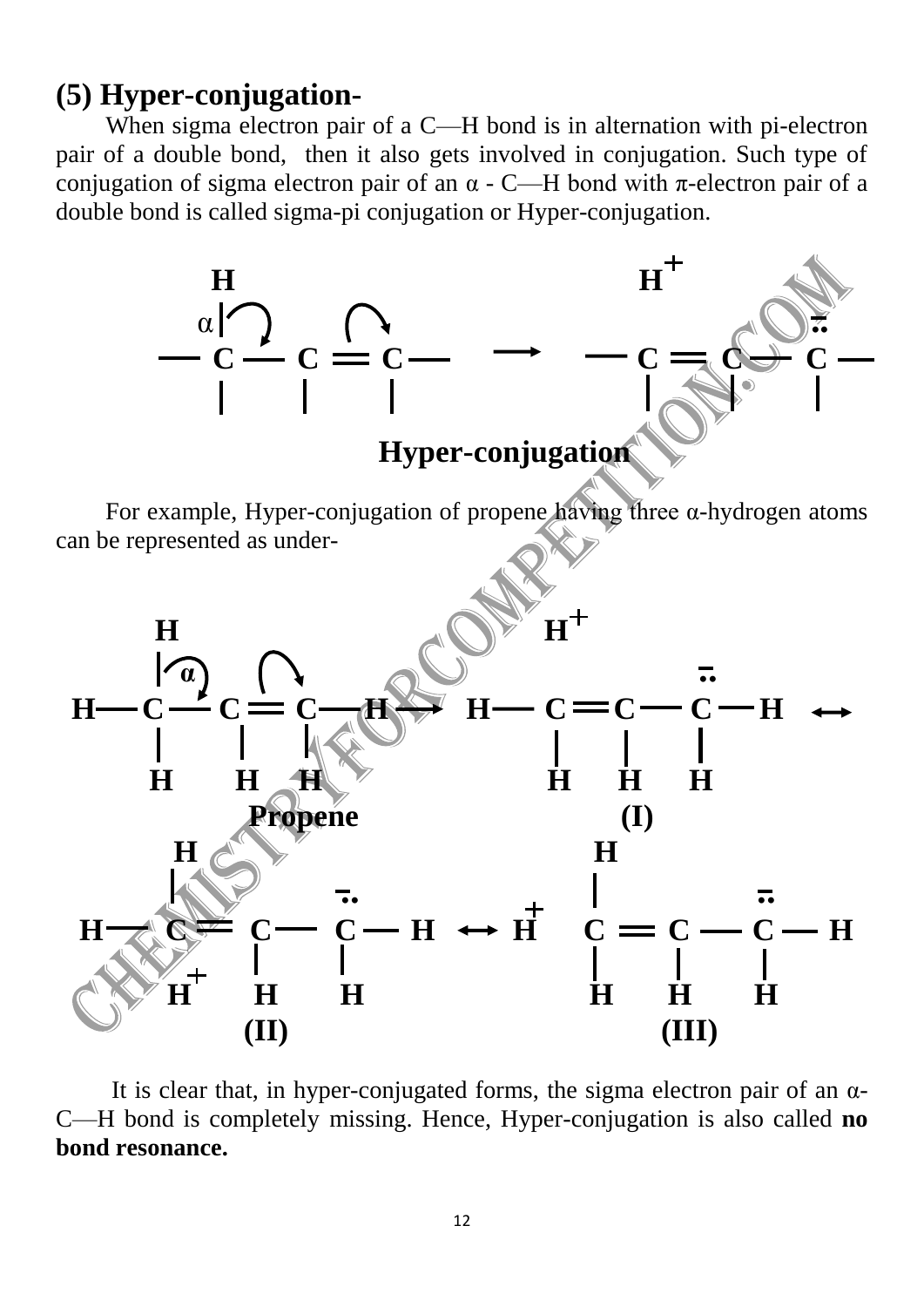## (5) Hyper-conjugation-

When sigma electron pair of a C—H bond is in alternation with pi-electron pair of a double bond, then it also gets involved in conjugation. Such type of conjugation of sigma electron pair of an α - C—H bond with π-electron pair of a double bond is called sigma-pi conjugation or Hyper-conjugation.

```
      H                                  H+
     α|                                            ..-
 — C — C ═ C —        →        — C ═ C — C —
   |   |   |                     |   |   |
```

**Hyper-conjugation**

For example, Hyper-conjugation of propene having three α-hydrogen atoms can be represented as under-

```
     H                              H+
     |α                                          ..-
 H — C — C ═ C — H   →   H — C ═ C — C — H   ↔
     |   |   |               |   |   |
     H   H   H               H   H   H
        Propene                  (I)

     H                                H
     |          ..-                   |          ..-
 H — C ═ C — C — H   ↔   H+   C ═ C — C — H
         |   |                |   |   |
     H+  H   H                H   H   H
        (II)                     (III)
```

It is clear that, in hyper-conjugated forms, the sigma electron pair of an α-C—H bond is completely missing. Hence, Hyper-conjugation is also called **no bond resonance.**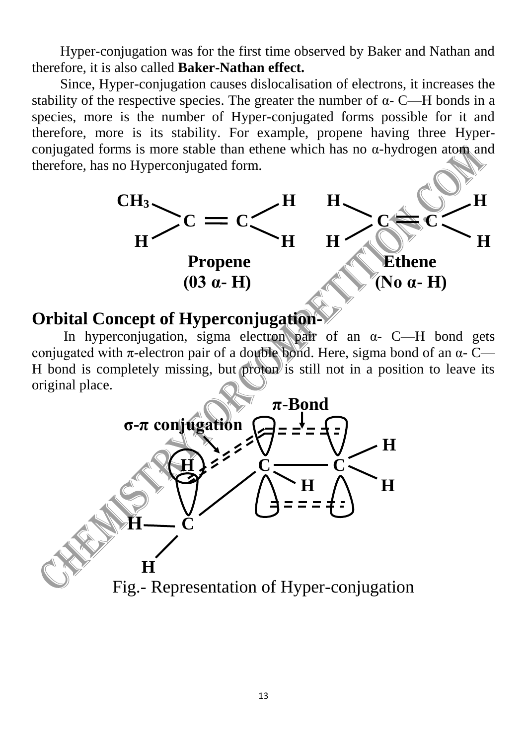Hyper-conjugation was for the first time observed by Baker and Nathan and therefore, it is also called **Baker-Nathan effect.**

Since, Hyper-conjugation causes dislocalisation of electrons, it increases the stability of the respective species. The greater the number of α- C—H bonds in a species, more is the number of Hyper-conjugated forms possible for it and therefore, more is its stability. For example, propene having three Hyper-conjugated forms is more stable than ethene which has no α-hydrogen atom and therefore, has no Hyperconjugated form.

**Propene**
**(03 α- H)**

**Ethene**
**(No α- H)**

## Orbital Concept of Hyperconjugation-

In hyperconjugation, sigma electron pair of an α- C—H bond gets conjugated with π-electron pair of a double bond. Here, sigma bond of an α- C—H bond is completely missing, but proton is still not in a position to leave its original place.

π-Bond

σ-π conjugation

Fig.- Representation of Hyper-conjugation